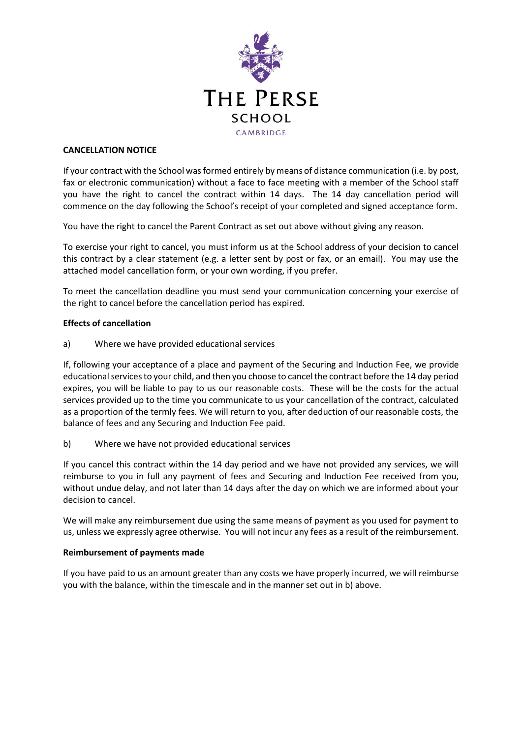THE PERSE SCHOOL CAMBRIDGE

**CANCELLATION NOTICE**

If your contract with the School was formed entirely by means of distance communication (i.e. by post, fax or electronic communication) without a face to face meeting with a member of the School staff you have the right to cancel the contract within 14 days. The 14 day cancellation period will commence on the day following the School's receipt of your completed and signed acceptance form.

You have the right to cancel the Parent Contract as set out above without giving any reason.

To exercise your right to cancel, you must inform us at the School address of your decision to cancel this contract by a clear statement (e.g. a letter sent by post or fax, or an email). You may use the attached model cancellation form, or your own wording, if you prefer.

To meet the cancellation deadline you must send your communication concerning your exercise of the right to cancel before the cancellation period has expired.

**Effects of cancellation**

a) Where we have provided educational services

If, following your acceptance of a place and payment of the Securing and Induction Fee, we provide educational services to your child, and then you choose to cancel the contract before the 14 day period expires, you will be liable to pay to us our reasonable costs. These will be the costs for the actual services provided up to the time you communicate to us your cancellation of the contract, calculated as a proportion of the termly fees. We will return to you, after deduction of our reasonable costs, the balance of fees and any Securing and Induction Fee paid.

b) Where we have not provided educational services

If you cancel this contract within the 14 day period and we have not provided any services, we will reimburse to you in full any payment of fees and Securing and Induction Fee received from you, without undue delay, and not later than 14 days after the day on which we are informed about your decision to cancel.

We will make any reimbursement due using the same means of payment as you used for payment to us, unless we expressly agree otherwise. You will not incur any fees as a result of the reimbursement.

**Reimbursement of payments made**

If you have paid to us an amount greater than any costs we have properly incurred, we will reimburse you with the balance, within the timescale and in the manner set out in b) above.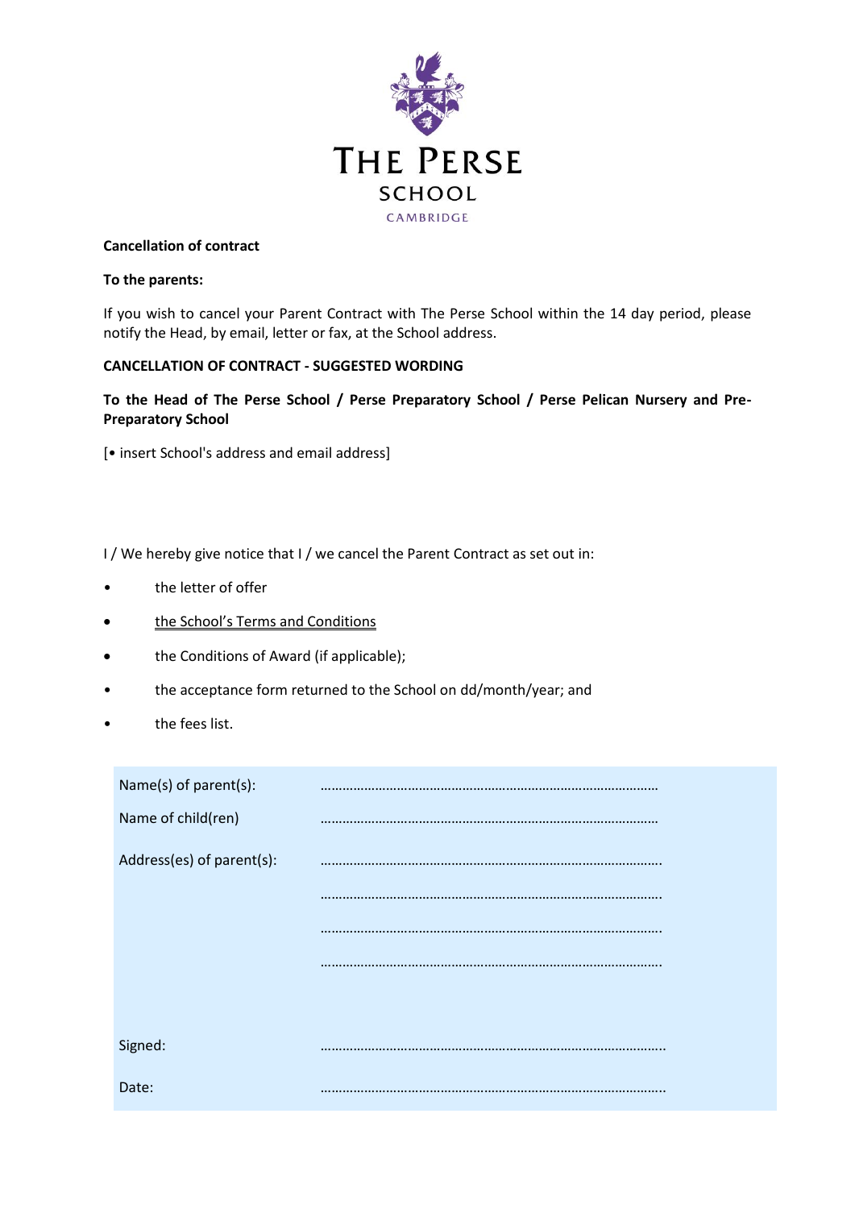THE PERSE SCHOOL CAMBRIDGE

**Cancellation of contract**

**To the parents:**

If you wish to cancel your Parent Contract with The Perse School within the 14 day period, please notify the Head, by email, letter or fax, at the School address.

**CANCELLATION OF CONTRACT - SUGGESTED WORDING**

**To the Head of The Perse School / Perse Preparatory School / Perse Pelican Nursery and Pre-Preparatory School**

[• insert School's address and email address]

I / We hereby give notice that I / we cancel the Parent Contract as set out in:

- the letter of offer
- the School's Terms and Conditions
- the Conditions of Award (if applicable);
- the acceptance form returned to the School on dd/month/year; and
- the fees list.

| | |
|---|---|
| Name(s) of parent(s): | ………………………………………………………………………………… |
| Name of child(ren) | ………………………………………………………………………………… |
| Address(es) of parent(s): | …………………………………………………………………………………. |
| | …………………………………………………………………………………. |
| | …………………………………………………………………………………. |
| | …………………………………………………………………………………. |
| Signed: | ………………………………………………………………………………….. |
| Date: | ………………………………………………………………………………….. |